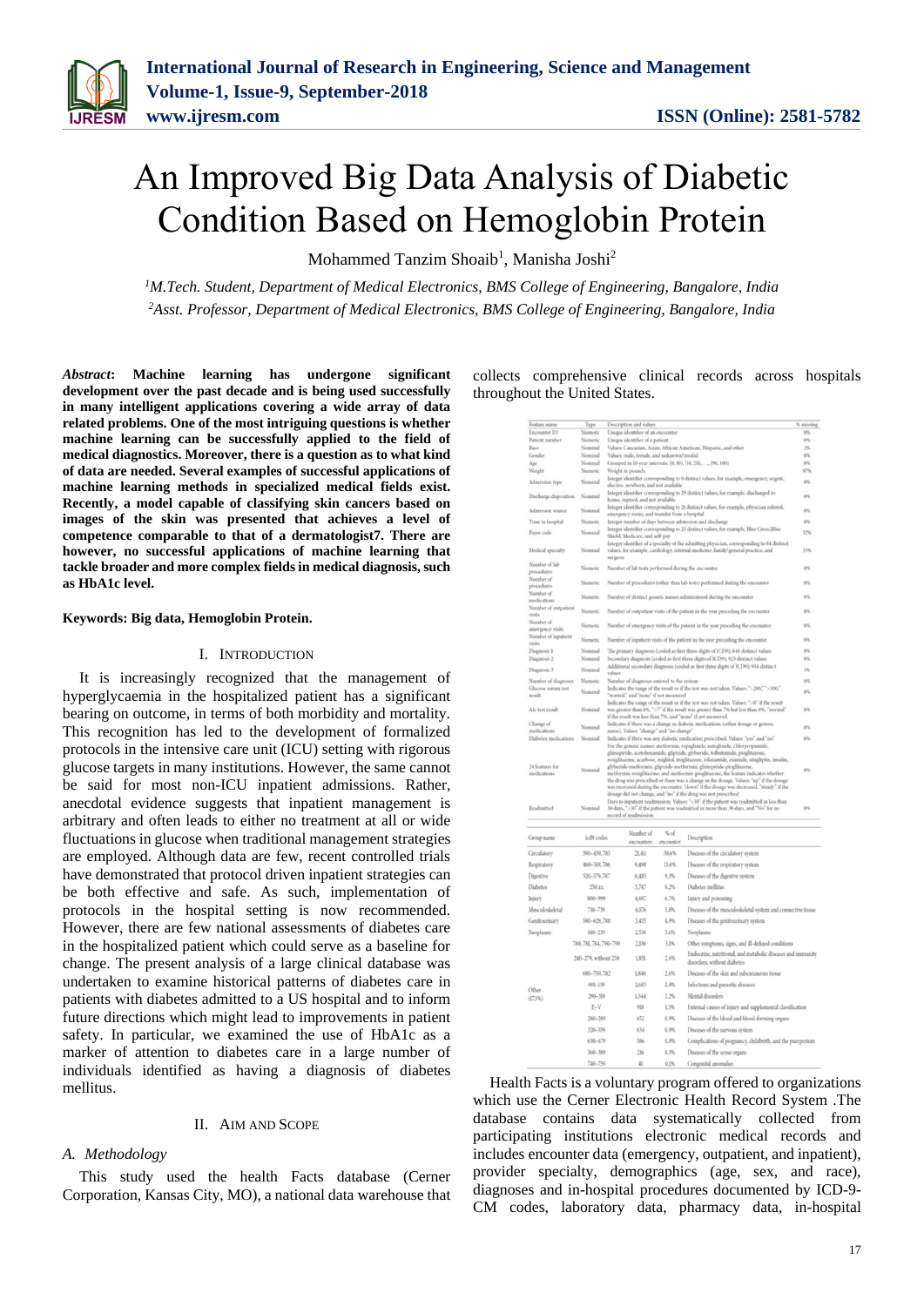# An Improved Big Data Analysis of Diabetic Condition Based on Hemoglobin Protein

Mohammed Tanzim Shoaib[1], Manisha Joshi[2]

[1]*M.Tech. Student, Department of Medical Electronics, BMS College of Engineering, Bangalore, India*
[2]*Asst. Professor, Department of Medical Electronics, BMS College of Engineering, Bangalore, India*

***Abstract*: Machine learning has undergone significant development over the past decade and is being used successfully in many intelligent applications covering a wide array of data related problems. One of the most intriguing questions is whether machine learning can be successfully applied to the field of medical diagnostics. Moreover, there is a question as to what kind of data are needed. Several examples of successful applications of machine learning methods in specialized medical fields exist. Recently, a model capable of classifying skin cancers based on images of the skin was presented that achieves a level of competence comparable to that of a dermatologist7. There are however, no successful applications of machine learning that tackle broader and more complex fields in medical diagnosis, such as HbA1c level.**

**Keywords: Big data, Hemoglobin Protein.**

## I. Introduction

It is increasingly recognized that the management of hyperglycaemia in the hospitalized patient has a significant bearing on outcome, in terms of both morbidity and mortality. This recognition has led to the development of formalized protocols in the intensive care unit (ICU) setting with rigorous glucose targets in many institutions. However, the same cannot be said for most non-ICU inpatient admissions. Rather, anecdotal evidence suggests that inpatient management is arbitrary and often leads to either no treatment at all or wide fluctuations in glucose when traditional management strategies are employed. Although data are few, recent controlled trials have demonstrated that protocol driven inpatient strategies can be both effective and safe. As such, implementation of protocols in the hospital setting is now recommended. However, there are few national assessments of diabetes care in the hospitalized patient which could serve as a baseline for change. The present analysis of a large clinical database was undertaken to examine historical patterns of diabetes care in patients with diabetes admitted to a US hospital and to inform future directions which might lead to improvements in patient safety. In particular, we examined the use of HbA1c as a marker of attention to diabetes care in a large number of individuals identified as having a diagnosis of diabetes mellitus.

## II. Aim and Scope

### *A. Methodology*

This study used the health Facts database (Cerner Corporation, Kansas City, MO), a national data warehouse that collects comprehensive clinical records across hospitals throughout the United States.

| Feature name | Type | Description and values | % missing |
|---|---|---|---|
| Encounter ID | Numeric | Unique identifier of an encounter | 0% |
| Patient number | Numeric | Unique identifier of a patient | 0% |
| Race | Nominal | Values: Caucasian, Asian, African American, Hispanic, and other | 2% |
| Gender | Nominal | Values: male, female, and unknown/invalid | 0% |
| Age | Nominal | Grouped in 10-year intervals: [0, 10), [10, 20), …, [90, 100) | 0% |
| Weight | Numeric | Weight in pounds. | 97% |
| Admission type | Nominal | Integer identifier corresponding to 9 distinct values, for example, emergency, urgent, elective, newborn, and not available | 0% |
| Discharge disposition | Nominal | Integer identifier corresponding to 29 distinct values, for example, discharged to home, expired, and not available | 0% |
| Admission source | Nominal | Integer identifier corresponding to 21 distinct values, for example, physician referral, emergency room, and transfer from a hospital | 0% |
| Time in hospital | Numeric | Integer number of days between admission and discharge | 0% |
| Payer code | Nominal | Integer identifier corresponding to 23 distinct values, for example, Blue Cross/Blue Shield, Medicare, and self-pay | 52% |
| Medical specialty | Nominal | Integer identifier of a specialty of the admitting physician, corresponding to 84 distinct values, for example, cardiology, internal medicine, family/general practice, and surgeon | 53% |
| Number of lab procedures | Numeric | Number of lab tests performed during the encounter | 0% |
| Number of procedures | Numeric | Number of procedures (other than lab tests) performed during the encounter | 0% |
| Number of medications | Numeric | Number of distinct generic names administered during the encounter | 0% |
| Number of outpatient visits | Numeric | Number of outpatient visits of the patient in the year preceding the encounter | 0% |
| Number of emergency visits | Numeric | Number of emergency visits of the patient in the year preceding the encounter | 0% |
| Number of inpatient visits | Numeric | Number of inpatient visits of the patient in the year preceding the encounter | 0% |
| Diagnosis 1 | Nominal | The primary diagnosis (coded as first three digits of ICD9); 848 distinct values | 0% |
| Diagnosis 2 | Nominal | Secondary diagnosis (coded as first three digits of ICD9); 923 distinct values | 0% |
| Diagnosis 3 | Nominal | Additional secondary diagnosis (coded as first three digits of ICD9); 954 distinct values | 1% |
| Number of diagnoses | Numeric | Number of diagnoses entered to the system | 0% |
| Glucose serum test result | Nominal | Indicates the range of the result or if the test was not taken. Values: ">200," ">300," "normal," and "none" if not measured | 0% |
| A1c test result | Nominal | Indicates the range of the result or if the test was not taken. Values: ">8" if the result was greater than 8%, ">7" if the result was greater than 7% but less than 8%, "normal" if the result was less than 7%, and "none" if not measured. | 0% |
| Change of medications | Nominal | Indicates if there was a change in diabetic medications (either dosage or generic name). Values: "change" and "no change" | 0% |
| Diabetes medications | Nominal | Indicates if there was any diabetic medication prescribed. Values: "yes" and "no" | 0% |
| 24 features for medications | Nominal | For the generic names: metformin, repaglinide, nateglinide, chlorpropamide, glimepiride, acetohexamide, glipizide, glyburide, tolbutamide, pioglitazone, rosiglitazone, acarbose, miglitol, troglitazone, tolazamide, examide, sitagliptin, insulin, glyburide-metformin, glipizide-metformin, glimepiride-pioglitazone, metformin-rosiglitazone, and metformin-pioglitazone, the feature indicates whether the drug was prescribed or there was a change in the dosage. Values: "up" if the dosage was increased during the encounter, "down" if the dosage was decreased, "steady" if the dosage did not change, and "no" if the drug was not prescribed | 0% |
| Readmitted | Nominal | Days to inpatient readmission. Values: "<30" if the patient was readmitted in less than 30 days, ">30" if the patient was readmitted in more than 30 days, and "No" for no record of readmission. | 0% |

| Group name | icd9 codes | Number of encounters | % of encounter | Description |
|---|---|---|---|---|
| Circulatory | 390–459, 785 | 21,411 | 30.6% | Diseases of the circulatory system |
| Respiratory | 460–519, 786 | 9,490 | 13.6% | Diseases of the respiratory system |
| Digestive | 520–579, 787 | 6,485 | 9.3% | Diseases of the digestive system |
| Diabetes | 250.xx | 5,747 | 8.2% | Diabetes mellitus |
| Injury | 800–999 | 4,697 | 6.7% | Injury and poisoning |
| Musculoskeletal | 710–739 | 4,076 | 5.8% | Diseases of the musculoskeletal system and connective tissue |
| Genitourinary | 580–629, 788 | 3,435 | 4.9% | Diseases of the genitourinary system |
| Neoplasms | 140–239 | 2,536 | 3.6% | Neoplasms |
| Other (17.3%) | 780, 781, 784, 790–799 | 2,136 | 3.1% | Other symptoms, signs, and ill-defined conditions |
| | 240–279, without 250 | 1,851 | 2.6% | Endocrine, nutritional, and metabolic diseases and immunity disorders, without diabetes |
| | 680–709, 782 | 1,846 | 2.6% | Diseases of the skin and subcutaneous tissue |
| | 001–139 | 1,683 | 2.4% | Infectious and parasitic diseases |
| | 290–319 | 1,544 | 2.2% | Mental disorders |
| | E–V | 918 | 1.3% | External causes of injury and supplemental classification |
| | 280–289 | 652 | 0.9% | Diseases of the blood and blood-forming organs |
| | 320–359 | 634 | 0.9% | Diseases of the nervous system |
| | 630–679 | 586 | 0.8% | Complications of pregnancy, childbirth, and the puerperium |
| | 360–389 | 216 | 0.3% | Diseases of the sense organs |
| | 740–759 | 41 | 0.1% | Congenital anomalies |

Health Facts is a voluntary program offered to organizations which use the Cerner Electronic Health Record System .The database contains data systematically collected from participating institutions electronic medical records and includes encounter data (emergency, outpatient, and inpatient), provider specialty, demographics (age, sex, and race), diagnoses and in-hospital procedures documented by ICD-9-CM codes, laboratory data, pharmacy data, in-hospital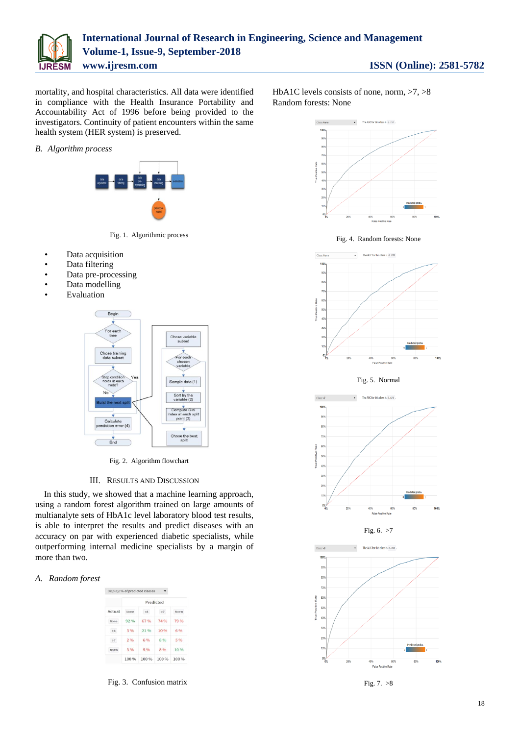mortality, and hospital characteristics. All data were identified in compliance with the Health Insurance Portability and Accountability Act of 1996 before being provided to the investigators. Continuity of patient encounters within the same health system (HER system) is preserved.

### B. Algorithm process

Fig. 1. Algorithmic process

- Data acquisition
- Data filtering
- Data pre-processing
- Data modelling
- Evaluation

Fig. 2. Algorithm flowchart

## III. RESULTS AND DISCUSSION

In this study, we showed that a machine learning approach, using a random forest algorithm trained on large amounts of multianalyte sets of HbA1c level laboratory blood test results, is able to interpret the results and predict diseases with an accuracy on par with experienced diabetic specialists, while outperforming internal medicine specialists by a margin of more than two.

### A. Random forest

Display: % of predicted classes

| Actual | Predicted: None | >8 | >7 | Norm |
|---|---|---|---|---|
| None | 92 % | 67 % | 74 % | 79 % |
| >8 | 3 % | 21 % | 10 % | 6 % |
| >7 | 2 % | 6 % | 8 % | 5 % |
| Norm | 3 % | 5 % | 8 % | 10 % |
| | 100 % | 100 % | 100 % | 100 % |

Fig. 3. Confusion matrix

HbA1C levels consists of none, norm, >7, >8

Random forests: None

Fig. 4. Random forests: None

Fig. 5. Normal

Fig. 6. >7

Fig. 7. >8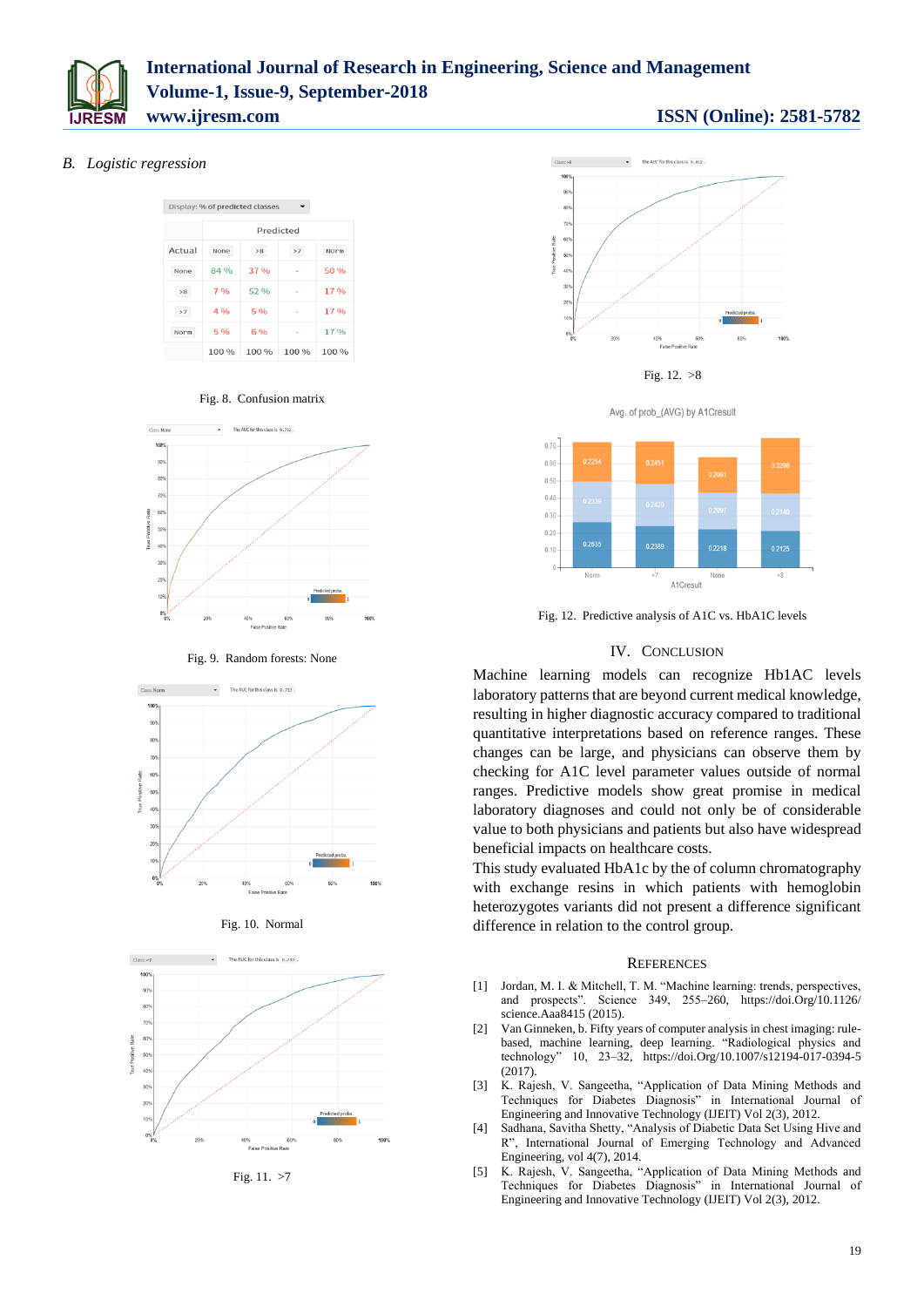*B. Logistic regression*

| Display: % of predicted classes | | | | |
|---|---|---|---|---|
| | Predicted | | | |
| Actual | None | >8 | >7 | Norm |
| None | 84 % | 37 % | - | 50 % |
| >8 | 7 % | 52 % | - | 17 % |
| >7 | 4 % | 5 % | - | 17 % |
| Norm | 5 % | 6 % | - | 17 % |
| | 100 % | 100 % | 100 % | 100 % |

Fig. 8. Confusion matrix

Fig. 9. Random forests: None

Fig. 10. Normal

Fig. 11. >7

Fig. 12. >8

Fig. 12. Predictive analysis of A1C vs. HbA1C levels

## IV. Conclusion

Machine learning models can recognize Hb1AC levels laboratory patterns that are beyond current medical knowledge, resulting in higher diagnostic accuracy compared to traditional quantitative interpretations based on reference ranges. These changes can be large, and physicians can observe them by checking for A1C level parameter values outside of normal ranges. Predictive models show great promise in medical laboratory diagnoses and could not only be of considerable value to both physicians and patients but also have widespread beneficial impacts on healthcare costs.

This study evaluated HbA1c by the of column chromatography with exchange resins in which patients with hemoglobin heterozygotes variants did not present a difference significant difference in relation to the control group.

## References

[1] Jordan, M. I. & Mitchell, T. M. "Machine learning: trends, perspectives, and prospects". Science 349, 255–260, https://doi.Org/10.1126/ science.Aaa8415 (2015).

[2] Van Ginneken, b. Fifty years of computer analysis in chest imaging: rule-based, machine learning, deep learning. "Radiological physics and technology" 10, 23–32, https://doi.Org/10.1007/s12194-017-0394-5 (2017).

[3] K. Rajesh, V. Sangeetha, "Application of Data Mining Methods and Techniques for Diabetes Diagnosis" in International Journal of Engineering and Innovative Technology (IJEIT) Vol 2(3), 2012.

[4] Sadhana, Savitha Shetty, "Analysis of Diabetic Data Set Using Hive and R", International Journal of Emerging Technology and Advanced Engineering, vol 4(7), 2014.

[5] K. Rajesh, V. Sangeetha, "Application of Data Mining Methods and Techniques for Diabetes Diagnosis" in International Journal of Engineering and Innovative Technology (IJEIT) Vol 2(3), 2012.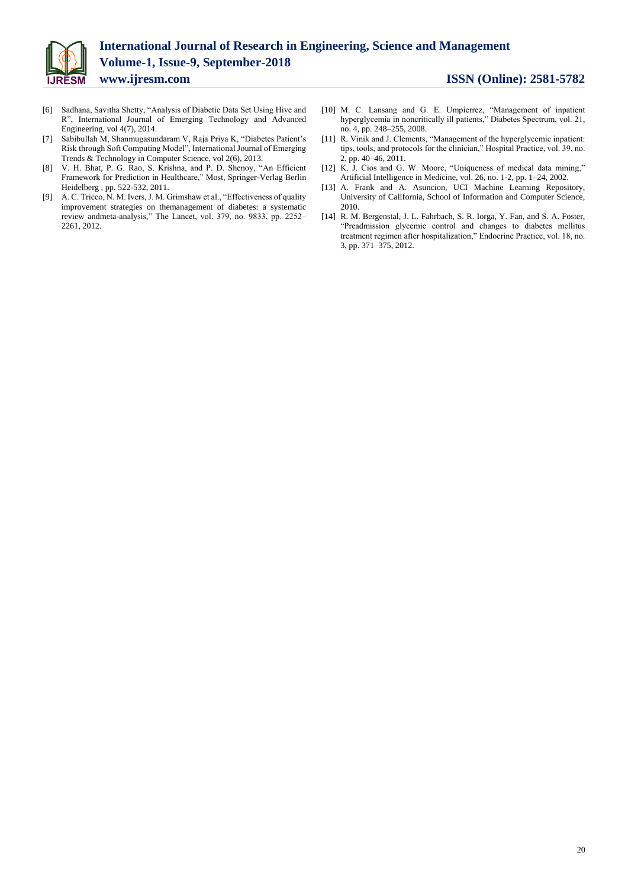[6] Sadhana, Savitha Shetty, "Analysis of Diabetic Data Set Using Hive and R", International Journal of Emerging Technology and Advanced Engineering, vol 4(7), 2014.

[7] Sabibullah M, Shanmugasundaram V, Raja Priya K, "Diabetes Patient's Risk through Soft Computing Model", International Journal of Emerging Trends & Technology in Computer Science, vol 2(6), 2013.

[8] V. H. Bhat, P. G. Rao, S. Krishna, and P. D. Shenoy, "An Efficient Framework for Prediction in Healthcare," Most, Springer-Verlag Berlin Heidelberg , pp. 522-532, 2011.

[9] A. C. Tricco, N. M. Ivers, J. M. Grimshaw et al., "Effectiveness of quality improvement strategies on themanagement of diabetes: a systematic review andmeta-analysis," The Lancet, vol. 379, no. 9833, pp. 2252–2261, 2012.

[10] M. C. Lansang and G. E. Umpierrez, "Management of inpatient hyperglycemia in noncritically ill patients," Diabetes Spectrum, vol. 21, no. 4, pp. 248–255, 2008.

[11] R. Vinik and J. Clements, "Management of the hyperglycemic inpatient: tips, tools, and protocols for the clinician," Hospital Practice, vol. 39, no. 2, pp. 40–46, 2011.

[12] K. J. Cios and G. W. Moore, "Uniqueness of medical data mining," Artificial Intelligence in Medicine, vol. 26, no. 1-2, pp. 1–24, 2002.

[13] A. Frank and A. Asuncion, UCI Machine Learning Repository, University of California, School of Information and Computer Science, 2010.

[14] R. M. Bergenstal, J. L. Fahrbach, S. R. Iorga, Y. Fan, and S. A. Foster, "Preadmission glycemic control and changes to diabetes mellitus treatment regimen after hospitalization," Endocrine Practice, vol. 18, no. 3, pp. 371–375, 2012.